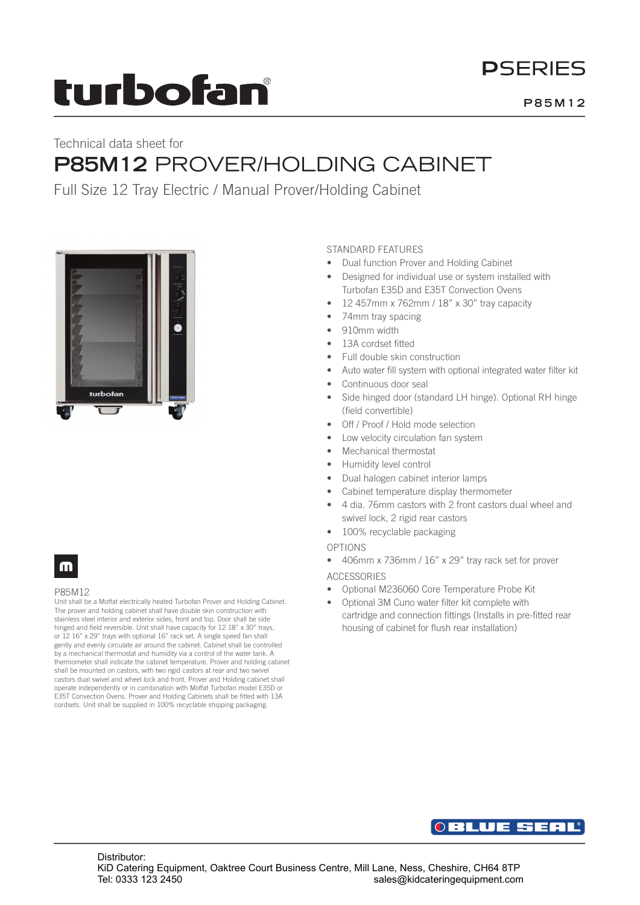turbofan®

# PSERIES

P85M12

Technical data sheet for

# P85M12 PROVER/HOLDING CABINET

Full Size 12 Tray Electric / Manual Prover/Holding Cabinet

## STANDARD FEATURES

- Dual function Prover and Holding Cabinet
- Designed for individual use or system installed with Turbofan E35D and E35T Convection Ovens
- 12 457mm x 762mm / 18" x 30" tray capacity
- 74mm tray spacing
- 910mm width
- 13A cordset fitted
- Full double skin construction
- Auto water fill system with optional integrated water filter kit
- Continuous door seal
- Side hinged door (standard LH hinge). Optional RH hinge (field convertible)
- Off / Proof / Hold mode selection
- Low velocity circulation fan system
- Mechanical thermostat
- Humidity level control
- Dual halogen cabinet interior lamps
- Cabinet temperature display thermometer
- 4 dia. 76mm castors with 2 front castors dual wheel and swivel lock, 2 rigid rear castors
- 100% recyclable packaging

## OPTIONS

- 406mm x 736mm / 16" x 29" tray rack set for prover

## ACCESSORIES

- Optional M236060 Core Temperature Probe Kit
- Optional 3M Cuno water filter kit complete with cartridge and connection fittings (Installs in pre-fitted rear housing of cabinet for flush rear installation)

P85M12

Unit shall be a Moffat electrically heated Turbofan Prover and Holding Cabinet. The prover and holding cabinet shall have double skin construction with stainless steel interior and exterior sides, front and top. Door shall be side hinged and field reversible. Unit shall have capacity for 12 18" x 30" trays, or 12 16" x 29" trays with optional 16" rack set. A single speed fan shall gently and evenly circulate air around the cabinet. Cabinet shall be controlled by a mechanical thermostat and humidity via a control of the water tank. A thermometer shall indicate the cabinet temperature. Prover and holding cabinet shall be mounted on castors, with two rigid castors at rear and two swivel castors dual swivel and wheel lock and front. Prover and Holding cabinet shall operate independently or in combination with Moffat Turbofan model E35D or E35T Convection Ovens. Prover and Holding Cabinets shall be fitted with 13A cordsets. Unit shall be supplied in 100% recyclable shipping packaging.

BLUE SEAL®

Distributor:
KiD Catering Equipment, Oaktree Court Business Centre, Mill Lane, Ness, Cheshire, CH64 8TP
Tel: 0333 123 2450 sales@kidcateringequipment.com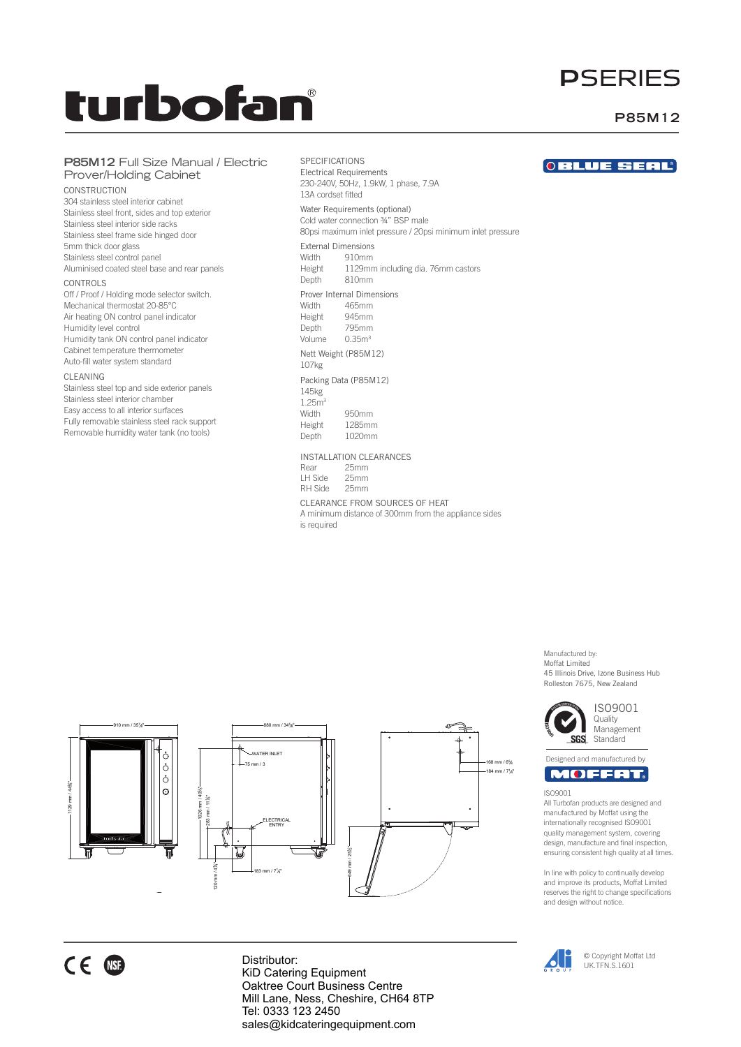# turbofan®

## PSERIES

### P85M12

## P85M12 Full Size Manual / Electric Prover/Holding Cabinet

CONSTRUCTION

304 stainless steel interior cabinet
Stainless steel front, sides and top exterior
Stainless steel interior side racks
Stainless steel frame side hinged door
5mm thick door glass
Stainless steel control panel
Aluminised coated steel base and rear panels

CONTROLS

Off / Proof / Holding mode selector switch.
Mechanical thermostat 20-85°C
Air heating ON control panel indicator
Humidity level control
Humidity tank ON control panel indicator
Cabinet temperature thermometer
Auto-fill water system standard

CLEANING

Stainless steel top and side exterior panels
Stainless steel interior chamber
Easy access to all interior surfaces
Fully removable stainless steel rack support
Removable humidity water tank (no tools)

SPECIFICATIONS

Electrical Requirements
230-240V, 50Hz, 1.9kW, 1 phase, 7.9A
13A cordset fitted

Water Requirements (optional)
Cold water connection ¾" BSP male
80psi maximum inlet pressure / 20psi minimum inlet pressure

External Dimensions

| | |
|---|---|
| Width | 910mm |
| Height | 1129mm including dia. 76mm castors |
| Depth | 810mm |

Prover Internal Dimensions

| | |
|---|---|
| Width | 465mm |
| Height | 945mm |
| Depth | 795mm |
| Volume | $0.35m^3$ |

Nett Weight (P85M12)
107kg

Packing Data (P85M12)
145kg
$1.25m^3$

| | |
|---|---|
| Width | 950mm |
| Height | 1285mm |
| Depth | 1020mm |

INSTALLATION CLEARANCES

| | |
|---|---|
| Rear | 25mm |
| LH Side | 25mm |
| RH Side | 25mm |

CLEARANCE FROM SOURCES OF HEAT
A minimum distance of 300mm from the appliance sides is required

BLUE SEAL

910 mm / 35⅞"
1129 mm / 44½"
880 mm / 34⅝"
WATER INLET
75 mm / 3
1026 mm / 40⅜"
283 mm / 11⅛"
ELECTRICAL ENTRY
120 mm / 4¾"
183 mm / 7¼"
168 mm / 6⅝
184 mm / 7¼"
649 mm / 25½"

Manufactured by:
Moffat Limited
45 Illinois Drive, Izone Business Hub
Rolleston 7675, New Zealand

ISO9001
Quality
Management
Standard

Designed and manufactured by
MOFFAT

ISO9001
All Turbofan products are designed and manufactured by Moffat using the internationally recognised ISO9001 quality management system, covering design, manufacture and final inspection, ensuring consistent high quality at all times.

In line with policy to continually develop and improve its products, Moffat Limited reserves the right to change specifications and design without notice.

Distributor:
KiD Catering Equipment
Oaktree Court Business Centre
Mill Lane, Ness, Cheshire, CH64 8TP
Tel: 0333 123 2450
sales@kidcateringequipment.com

© Copyright Moffat Ltd
UK.TFN.S.1601